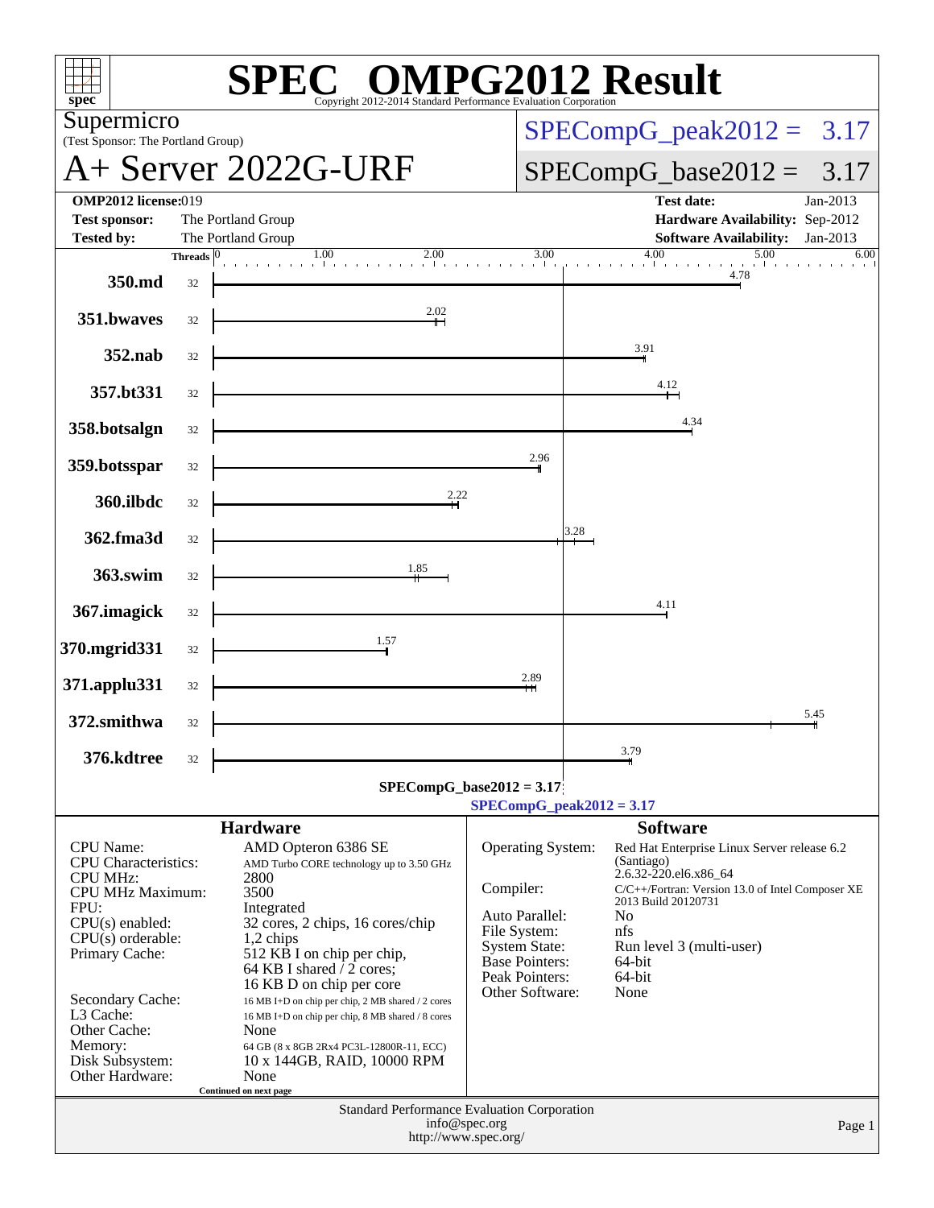# SPEC OMPG2012 Result

Copyright 2012-2014 Standard Performance Evaluation Corporation

**Supermicro**
(Test Sponsor: The Portland Group)

## A+ Server 2022G-URF

SPECompG_peak2012 = 3.17

SPECompG_base2012 = 3.17

| | | | |
|---|---|---|---|
| **OMP2012 license:** | 019 | **Test date:** | Jan-2013 |
| **Test sponsor:** | The Portland Group | **Hardware Availability:** | Sep-2012 |
| **Tested by:** | The Portland Group | **Software Availability:** | Jan-2013 |

| Benchmark | Threads | Ratio |
|---|---|---|
| 350.md | 32 | 4.78 |
| 351.bwaves | 32 | 2.02 |
| 352.nab | 32 | 3.91 |
| 357.bt331 | 32 | 4.12 |
| 358.botsalgn | 32 | 4.34 |
| 359.botsspar | 32 | 2.96 |
| 360.ilbdc | 32 | 2.22 |
| 362.fma3d | 32 | 3.28 |
| 363.swim | 32 | 1.85 |
| 367.imagick | 32 | 4.11 |
| 370.mgrid331 | 32 | 1.57 |
| 371.applu331 | 32 | 2.89 |
| 372.smithwa | 32 | 5.45 |
| 376.kdtree | 32 | 3.79 |

SPECompG_base2012 = 3.17

SPECompG_peak2012 = 3.17

### Hardware

| | |
|---|---|
| CPU Name: | AMD Opteron 6386 SE |
| CPU Characteristics: | AMD Turbo CORE technology up to 3.50 GHz |
| CPU MHz: | 2800 |
| CPU MHz Maximum: | 3500 |
| FPU: | Integrated |
| CPU(s) enabled: | 32 cores, 2 chips, 16 cores/chip |
| CPU(s) orderable: | 1,2 chips |
| Primary Cache: | 512 KB I on chip per chip, 64 KB I shared / 2 cores; 16 KB D on chip per core |
| Secondary Cache: | 16 MB I+D on chip per chip, 2 MB shared / 2 cores |
| L3 Cache: | 16 MB I+D on chip per chip, 8 MB shared / 8 cores |
| Other Cache: | None |
| Memory: | 64 GB (8 x 8GB 2Rx4 PC3L-12800R-11, ECC) |
| Disk Subsystem: | 10 x 144GB, RAID, 10000 RPM |
| Other Hardware: | None |

Continued on next page

### Software

| | |
|---|---|
| Operating System: | Red Hat Enterprise Linux Server release 6.2 (Santiago) 2.6.32-220.el6.x86_64 |
| Compiler: | C/C++/Fortran: Version 13.0 of Intel Composer XE 2013 Build 20120731 |
| Auto Parallel: | No |
| File System: | nfs |
| System State: | Run level 3 (multi-user) |
| Base Pointers: | 64-bit |
| Peak Pointers: | 64-bit |
| Other Software: | None |

Standard Performance Evaluation Corporation
info@spec.org
http://www.spec.org/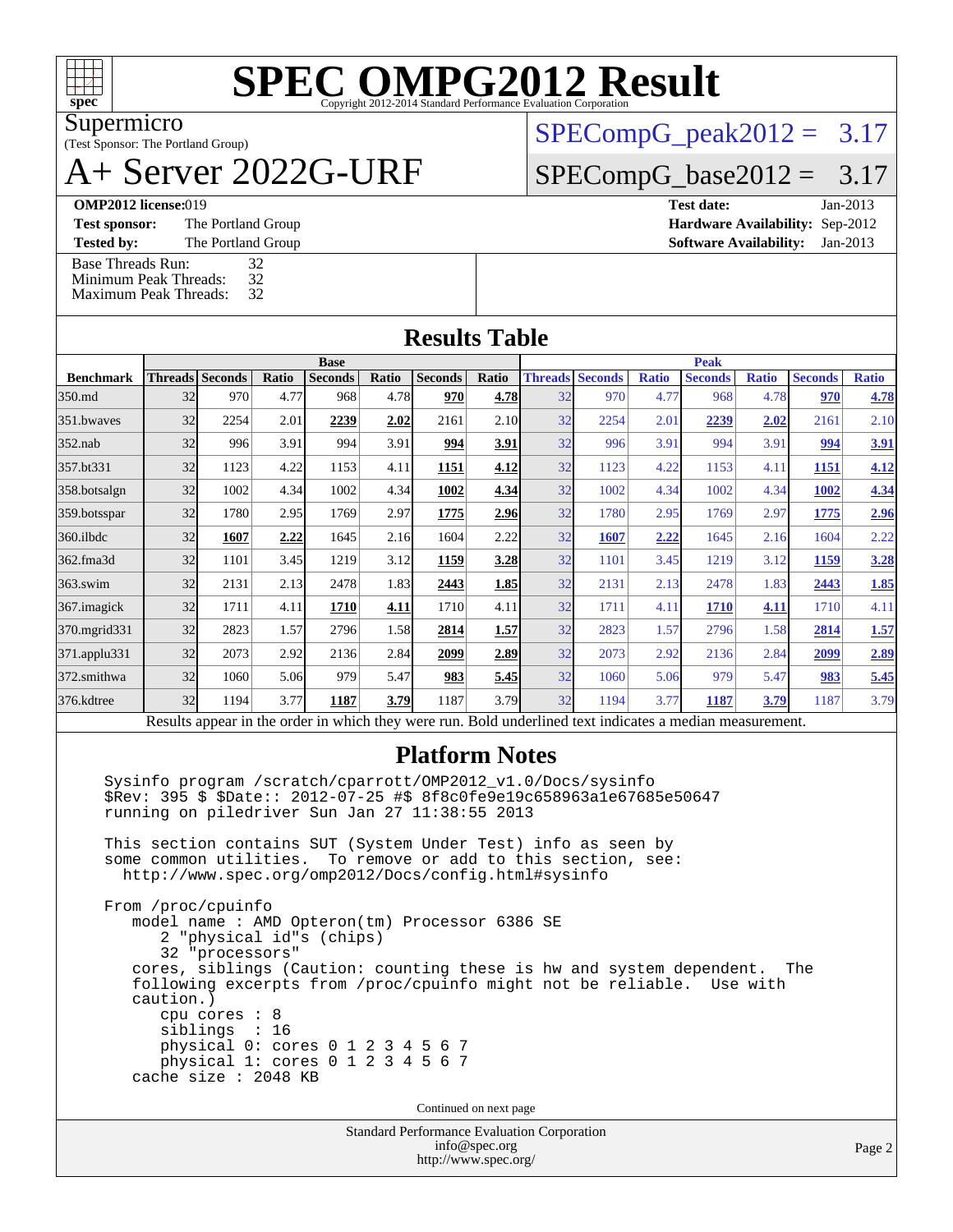# SPEC OMPG2012 Result

Copyright 2012-2014 Standard Performance Evaluation Corporation

Supermicro
(Test Sponsor: The Portland Group)

# A+ Server 2022G-URF

SPECompG_peak2012 = 3.17

SPECompG_base2012 = 3.17

| | | | |
|---|---|---|---|
| **OMP2012 license:** 019 | | **Test date:** | Jan-2013 |
| **Test sponsor:** | The Portland Group | **Hardware Availability:** | Sep-2012 |
| **Tested by:** | The Portland Group | **Software Availability:** | Jan-2013 |

Base Threads Run: 32
Minimum Peak Threads: 32
Maximum Peak Threads: 32

## Results Table

| Benchmark | Base | | | | | | | Peak | | | | | | |
|---|---|---|---|---|---|---|---|---|---|---|---|---|---|---|
| | Threads | Seconds | Ratio | Seconds | Ratio | Seconds | Ratio | Threads | Seconds | Ratio | Seconds | Ratio | Seconds | Ratio |
| 350.md | 32 | 970 | 4.77 | 968 | 4.78 | **970** | **4.78** | 32 | 970 | 4.77 | 968 | 4.78 | **970** | **4.78** |
| 351.bwaves | 32 | 2254 | 2.01 | **2239** | **2.02** | 2161 | 2.10 | 32 | 2254 | 2.01 | **2239** | **2.02** | 2161 | 2.10 |
| 352.nab | 32 | 996 | 3.91 | 994 | 3.91 | **994** | **3.91** | 32 | 996 | 3.91 | 994 | 3.91 | **994** | **3.91** |
| 357.bt331 | 32 | 1123 | 4.22 | 1153 | 4.11 | **1151** | **4.12** | 32 | 1123 | 4.22 | 1153 | 4.11 | **1151** | **4.12** |
| 358.botsalgn | 32 | 1002 | 4.34 | 1002 | 4.34 | **1002** | **4.34** | 32 | 1002 | 4.34 | 1002 | 4.34 | **1002** | **4.34** |
| 359.botsspar | 32 | 1780 | 2.95 | 1769 | 2.97 | **1775** | **2.96** | 32 | 1780 | 2.95 | 1769 | 2.97 | **1775** | **2.96** |
| 360.ilbdc | 32 | **1607** | **2.22** | 1645 | 2.16 | 1604 | 2.22 | 32 | **1607** | **2.22** | 1645 | 2.16 | 1604 | 2.22 |
| 362.fma3d | 32 | 1101 | 3.45 | 1219 | 3.12 | **1159** | **3.28** | 32 | 1101 | 3.45 | 1219 | 3.12 | **1159** | **3.28** |
| 363.swim | 32 | 2131 | 2.13 | 2478 | 1.83 | **2443** | **1.85** | 32 | 2131 | 2.13 | 2478 | 1.83 | **2443** | **1.85** |
| 367.imagick | 32 | 1711 | 4.11 | **1710** | **4.11** | 1710 | 4.11 | 32 | 1711 | 4.11 | **1710** | **4.11** | 1710 | 4.11 |
| 370.mgrid331 | 32 | 2823 | 1.57 | 2796 | 1.58 | **2814** | **1.57** | 32 | 2823 | 1.57 | 2796 | 1.58 | **2814** | **1.57** |
| 371.applu331 | 32 | 2073 | 2.92 | 2136 | 2.84 | **2099** | **2.89** | 32 | 2073 | 2.92 | 2136 | 2.84 | **2099** | **2.89** |
| 372.smithwa | 32 | 1060 | 5.06 | 979 | 5.47 | **983** | **5.45** | 32 | 1060 | 5.06 | 979 | 5.47 | **983** | **5.45** |
| 376.kdtree | 32 | 1194 | 3.77 | **1187** | **3.79** | 1187 | 3.79 | 32 | 1194 | 3.77 | **1187** | **3.79** | 1187 | 3.79 |

Results appear in the order in which they were run. Bold underlined text indicates a median measurement.

## Platform Notes

```
Sysinfo program /scratch/cparrott/OMP2012_v1.0/Docs/sysinfo
$Rev: 395 $ $Date:: 2012-07-25 #$ 8f8c0fe9e19c658963a1e67685e50647
running on piledriver Sun Jan 27 11:38:55 2013

This section contains SUT (System Under Test) info as seen by
some common utilities.  To remove or add to this section, see:
  http://www.spec.org/omp2012/Docs/config.html#sysinfo

From /proc/cpuinfo
   model name : AMD Opteron(tm) Processor 6386 SE
      2 "physical id"s (chips)
      32 "processors"
   cores, siblings (Caution: counting these is hw and system dependent.  The
   following excerpts from /proc/cpuinfo might not be reliable.  Use with
   caution.)
      cpu cores : 8
      siblings  : 16
      physical 0: cores 0 1 2 3 4 5 6 7
      physical 1: cores 0 1 2 3 4 5 6 7
   cache size : 2048 KB
```

Continued on next page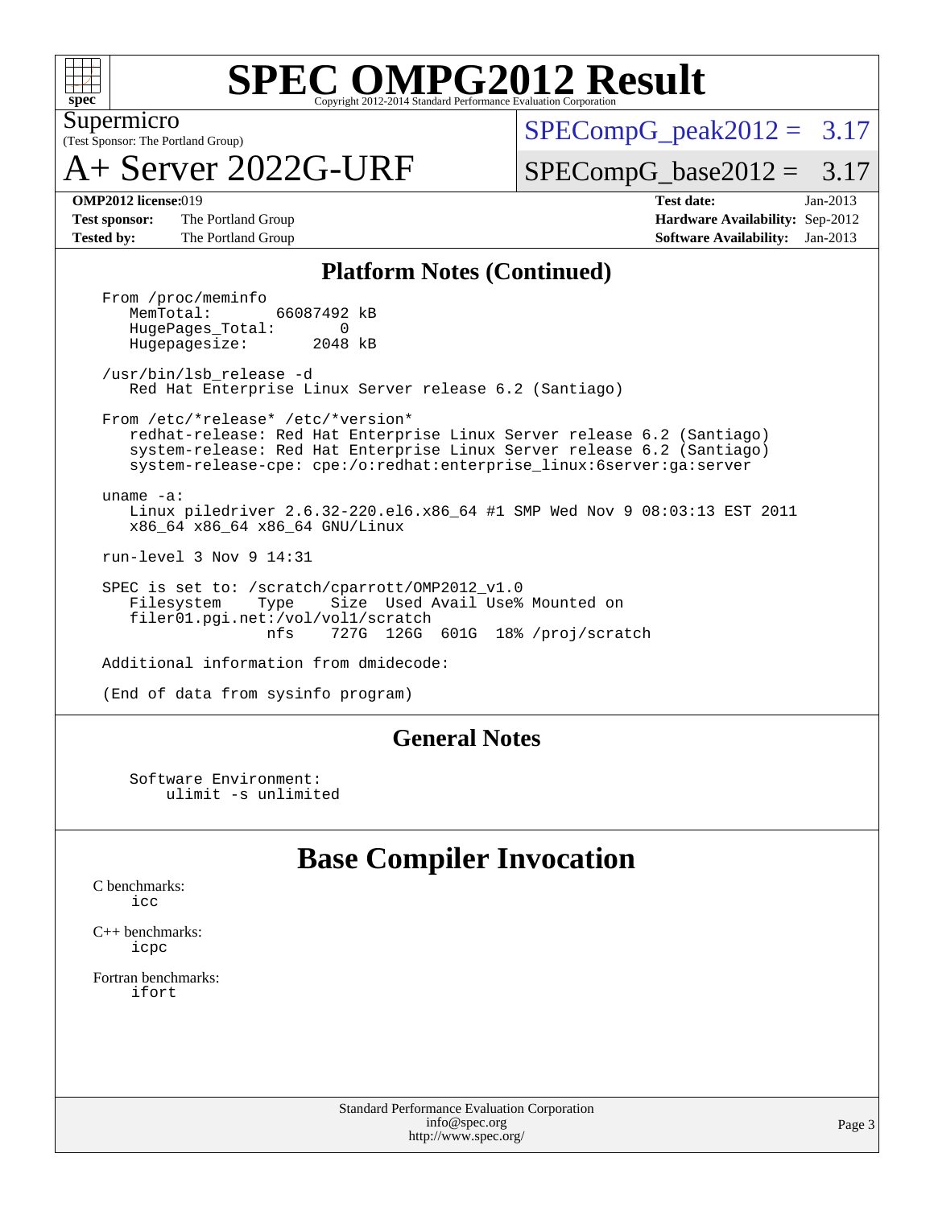# SPEC OMPG2012 Result

Copyright 2012-2014 Standard Performance Evaluation Corporation

Supermicro
(Test Sponsor: The Portland Group)

# A+ Server 2022G-URF

SPECompG_peak2012 = 3.17

SPECompG_base2012 = 3.17

**OMP2012 license:** 019
**Test sponsor:** The Portland Group
**Tested by:** The Portland Group

**Test date:** Jan-2013
**Hardware Availability:** Sep-2012
**Software Availability:** Jan-2013

## Platform Notes (Continued)

```
From /proc/meminfo
   MemTotal:       66087492 kB
   HugePages_Total:       0
   Hugepagesize:       2048 kB

/usr/bin/lsb_release -d
   Red Hat Enterprise Linux Server release 6.2 (Santiago)

From /etc/*release* /etc/*version*
   redhat-release: Red Hat Enterprise Linux Server release 6.2 (Santiago)
   system-release: Red Hat Enterprise Linux Server release 6.2 (Santiago)
   system-release-cpe: cpe:/o:redhat:enterprise_linux:6server:ga:server

uname -a:
   Linux piledriver 2.6.32-220.el6.x86_64 #1 SMP Wed Nov 9 08:03:13 EST 2011
   x86_64 x86_64 x86_64 GNU/Linux

run-level 3 Nov 9 14:31

SPEC is set to: /scratch/cparrott/OMP2012_v1.0
   Filesystem    Type    Size  Used Avail Use% Mounted on
   filer01.pgi.net:/vol/vol1/scratch
                  nfs    727G  126G  601G  18% /proj/scratch

Additional information from dmidecode:

(End of data from sysinfo program)
```

## General Notes

```
Software Environment:
    ulimit -s unlimited
```

# Base Compiler Invocation

C benchmarks:
  icc

C++ benchmarks:
  icpc

Fortran benchmarks:
  ifort

Standard Performance Evaluation Corporation
info@spec.org
http://www.spec.org/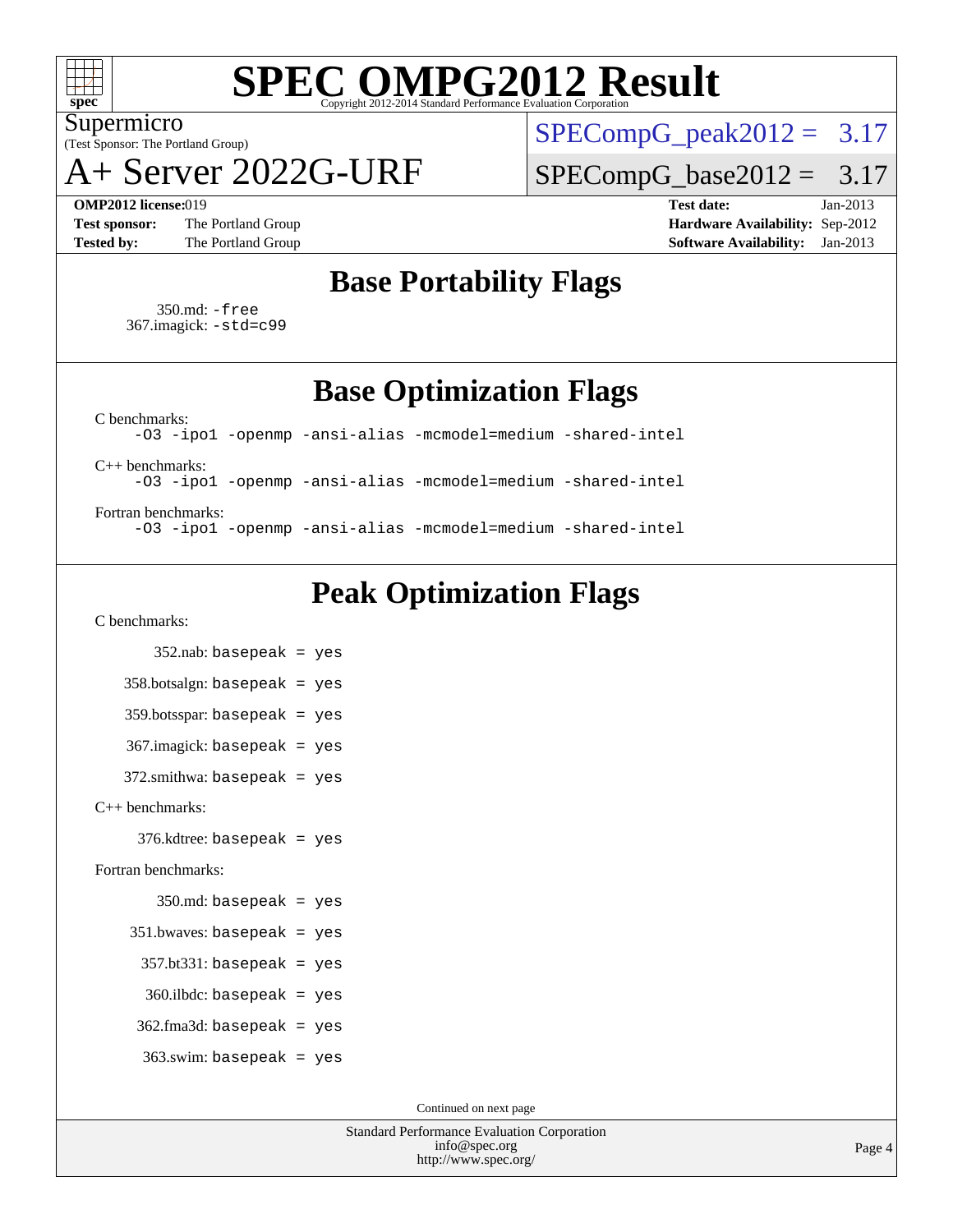# SPEC OMPG2012 Result

Supermicro
(Test Sponsor: The Portland Group)

## A+ Server 2022G-URF

SPECompG_peak2012 = 3.17

SPECompG_base2012 = 3.17

**OMP2012 license:** 019
**Test sponsor:** The Portland Group
**Tested by:** The Portland Group

**Test date:** Jan-2013
**Hardware Availability:** Sep-2012
**Software Availability:** Jan-2013

## Base Portability Flags

350.md: `-free`
367.imagick: `-std=c99`

## Base Optimization Flags

C benchmarks:
`-O3 -ipo1 -openmp -ansi-alias -mcmodel=medium -shared-intel`

C++ benchmarks:
`-O3 -ipo1 -openmp -ansi-alias -mcmodel=medium -shared-intel`

Fortran benchmarks:
`-O3 -ipo1 -openmp -ansi-alias -mcmodel=medium -shared-intel`

## Peak Optimization Flags

C benchmarks:

352.nab: `basepeak = yes`

358.botsalgn: `basepeak = yes`

359.botsspar: `basepeak = yes`

367.imagick: `basepeak = yes`

372.smithwa: `basepeak = yes`

C++ benchmarks:

376.kdtree: `basepeak = yes`

Fortran benchmarks:

350.md: `basepeak = yes`

351.bwaves: `basepeak = yes`

357.bt331: `basepeak = yes`

360.ilbdc: `basepeak = yes`

362.fma3d: `basepeak = yes`

363.swim: `basepeak = yes`

Continued on next page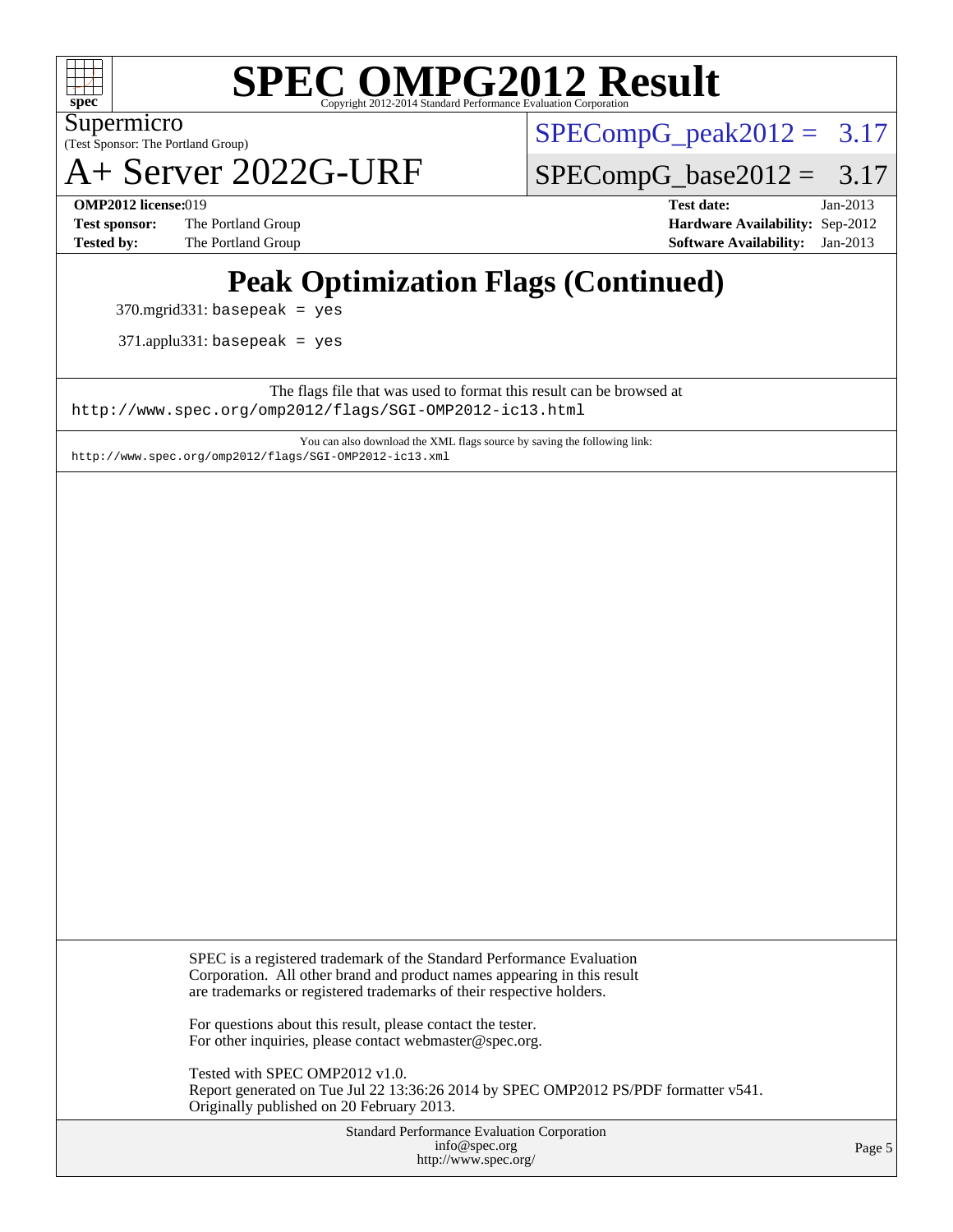# SPEC OMPG2012 Result

Copyright 2012-2014 Standard Performance Evaluation Corporation

Supermicro
(Test Sponsor: The Portland Group)

# A+ Server 2022G-URF

SPECompG_peak2012 = 3.17

SPECompG_base2012 = 3.17

**OMP2012 license:** 019
**Test sponsor:** The Portland Group
**Tested by:** The Portland Group

**Test date:** Jan-2013
**Hardware Availability:** Sep-2012
**Software Availability:** Jan-2013

## Peak Optimization Flags (Continued)

370.mgrid331: `basepeak = yes`

371.applu331: `basepeak = yes`

The flags file that was used to format this result can be browsed at
`http://www.spec.org/omp2012/flags/SGI-OMP2012-ic13.html`

You can also download the XML flags source by saving the following link:
`http://www.spec.org/omp2012/flags/SGI-OMP2012-ic13.xml`

SPEC is a registered trademark of the Standard Performance Evaluation Corporation. All other brand and product names appearing in this result are trademarks or registered trademarks of their respective holders.

For questions about this result, please contact the tester.
For other inquiries, please contact webmaster@spec.org.

Tested with SPEC OMP2012 v1.0.
Report generated on Tue Jul 22 13:36:26 2014 by SPEC OMP2012 PS/PDF formatter v541.
Originally published on 20 February 2013.

Standard Performance Evaluation Corporation
info@spec.org
http://www.spec.org/